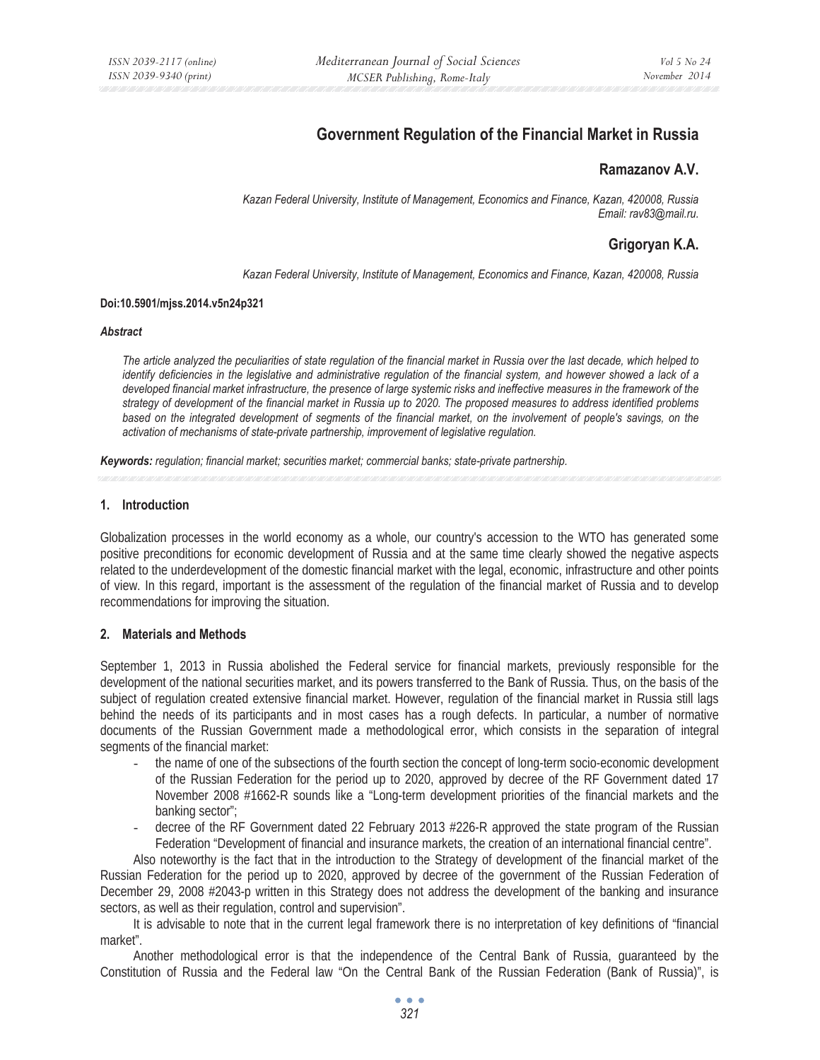# Government Regulation of the Financial Market in Russia

## Ramazanov A.V.

*Kazan Federal University, Institute of Management, Economics and Finance, Kazan, 420008, Russia*
*Email: rav83@mail.ru.*

## Grigoryan K.A.

*Kazan Federal University, Institute of Management, Economics and Finance, Kazan, 420008, Russia*

**Doi:10.5901/mjss.2014.v5n24p321**

***Abstract***

*The article analyzed the peculiarities of state regulation of the financial market in Russia over the last decade, which helped to identify deficiencies in the legislative and administrative regulation of the financial system, and however showed a lack of a developed financial market infrastructure, the presence of large systemic risks and ineffective measures in the framework of the strategy of development of the financial market in Russia up to 2020. The proposed measures to address identified problems based on the integrated development of segments of the financial market, on the involvement of people's savings, on the activation of mechanisms of state-private partnership, improvement of legislative regulation.*

***Keywords:*** *regulation; financial market; securities market; commercial banks; state-private partnership.*

## 1. Introduction

Globalization processes in the world economy as a whole, our country's accession to the WTO has generated some positive preconditions for economic development of Russia and at the same time clearly showed the negative aspects related to the underdevelopment of the domestic financial market with the legal, economic, infrastructure and other points of view. In this regard, important is the assessment of the regulation of the financial market of Russia and to develop recommendations for improving the situation.

## 2. Materials and Methods

September 1, 2013 in Russia abolished the Federal service for financial markets, previously responsible for the development of the national securities market, and its powers transferred to the Bank of Russia. Thus, on the basis of the subject of regulation created extensive financial market. However, regulation of the financial market in Russia still lags behind the needs of its participants and in most cases has a rough defects. In particular, a number of normative documents of the Russian Government made a methodological error, which consists in the separation of integral segments of the financial market:

- the name of one of the subsections of the fourth section the concept of long-term socio-economic development of the Russian Federation for the period up to 2020, approved by decree of the RF Government dated 17 November 2008 #1662-R sounds like a "Long-term development priorities of the financial markets and the banking sector";
- decree of the RF Government dated 22 February 2013 #226-R approved the state program of the Russian Federation "Development of financial and insurance markets, the creation of an international financial centre".

Also noteworthy is the fact that in the introduction to the Strategy of development of the financial market of the Russian Federation for the period up to 2020, approved by decree of the government of the Russian Federation of December 29, 2008 #2043-p written in this Strategy does not address the development of the banking and insurance sectors, as well as their regulation, control and supervision".

It is advisable to note that in the current legal framework there is no interpretation of key definitions of "financial market".

Another methodological error is that the independence of the Central Bank of Russia, guaranteed by the Constitution of Russia and the Federal law "On the Central Bank of the Russian Federation (Bank of Russia)", is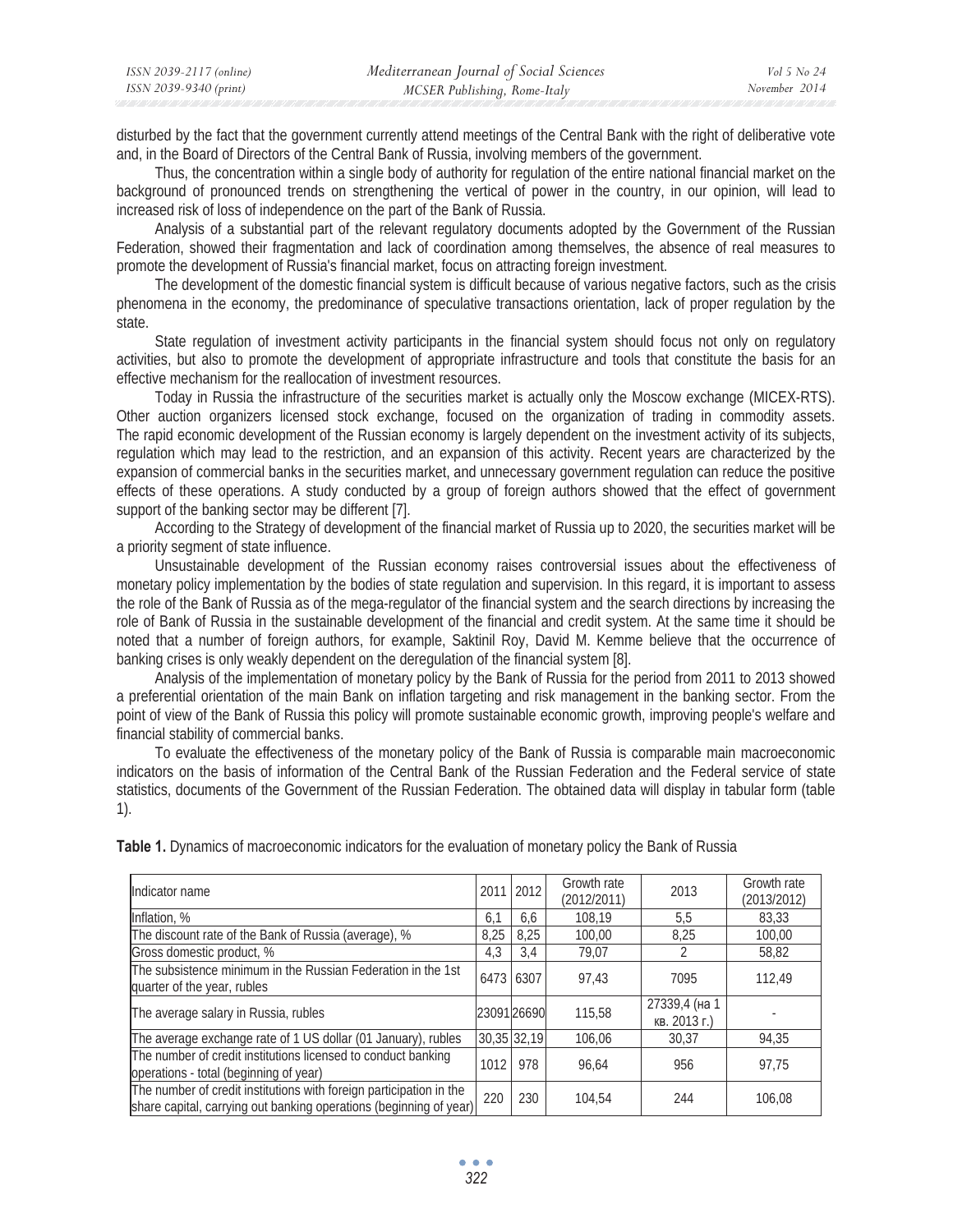disturbed by the fact that the government currently attend meetings of the Central Bank with the right of deliberative vote and, in the Board of Directors of the Central Bank of Russia, involving members of the government.

Thus, the concentration within a single body of authority for regulation of the entire national financial market on the background of pronounced trends on strengthening the vertical of power in the country, in our opinion, will lead to increased risk of loss of independence on the part of the Bank of Russia.

Analysis of a substantial part of the relevant regulatory documents adopted by the Government of the Russian Federation, showed their fragmentation and lack of coordination among themselves, the absence of real measures to promote the development of Russia's financial market, focus on attracting foreign investment.

The development of the domestic financial system is difficult because of various negative factors, such as the crisis phenomena in the economy, the predominance of speculative transactions orientation, lack of proper regulation by the state.

State regulation of investment activity participants in the financial system should focus not only on regulatory activities, but also to promote the development of appropriate infrastructure and tools that constitute the basis for an effective mechanism for the reallocation of investment resources.

Today in Russia the infrastructure of the securities market is actually only the Moscow exchange (MICEX-RTS). Other auction organizers licensed stock exchange, focused on the organization of trading in commodity assets. The rapid economic development of the Russian economy is largely dependent on the investment activity of its subjects, regulation which may lead to the restriction, and an expansion of this activity. Recent years are characterized by the expansion of commercial banks in the securities market, and unnecessary government regulation can reduce the positive effects of these operations. A study conducted by a group of foreign authors showed that the effect of government support of the banking sector may be different [7].

According to the Strategy of development of the financial market of Russia up to 2020, the securities market will be a priority segment of state influence.

Unsustainable development of the Russian economy raises controversial issues about the effectiveness of monetary policy implementation by the bodies of state regulation and supervision. In this regard, it is important to assess the role of the Bank of Russia as of the mega-regulator of the financial system and the search directions by increasing the role of Bank of Russia in the sustainable development of the financial and credit system. At the same time it should be noted that a number of foreign authors, for example, Saktinil Roy, David M. Kemme believe that the occurrence of banking crises is only weakly dependent on the deregulation of the financial system [8].

Analysis of the implementation of monetary policy by the Bank of Russia for the period from 2011 to 2013 showed a preferential orientation of the main Bank on inflation targeting and risk management in the banking sector. From the point of view of the Bank of Russia this policy will promote sustainable economic growth, improving people's welfare and financial stability of commercial banks.

To evaluate the effectiveness of the monetary policy of the Bank of Russia is comparable main macroeconomic indicators on the basis of information of the Central Bank of the Russian Federation and the Federal service of state statistics, documents of the Government of the Russian Federation. The obtained data will display in tabular form (table 1).

**Table 1.** Dynamics of macroeconomic indicators for the evaluation of monetary policy the Bank of Russia

| Indicator name | 2011 | 2012 | Growth rate (2012/2011) | 2013 | Growth rate (2013/2012) |
|---|---|---|---|---|---|
| Inflation, % | 6,1 | 6,6 | 108,19 | 5,5 | 83,33 |
| The discount rate of the Bank of Russia (average), % | 8,25 | 8,25 | 100,00 | 8,25 | 100,00 |
| Gross domestic product, % | 4,3 | 3,4 | 79,07 | 2 | 58,82 |
| The subsistence minimum in the Russian Federation in the 1st quarter of the year, rubles | 6473 | 6307 | 97,43 | 7095 | 112,49 |
| The average salary in Russia, rubles | 23091 | 26690 | 115,58 | 27339,4 (на 1 кв. 2013 г.) | - |
| The average exchange rate of 1 US dollar (01 January), rubles | 30,35 | 32,19 | 106,06 | 30,37 | 94,35 |
| The number of credit institutions licensed to conduct banking operations - total (beginning of year) | 1012 | 978 | 96,64 | 956 | 97,75 |
| The number of credit institutions with foreign participation in the share capital, carrying out banking operations (beginning of year) | 220 | 230 | 104,54 | 244 | 106,08 |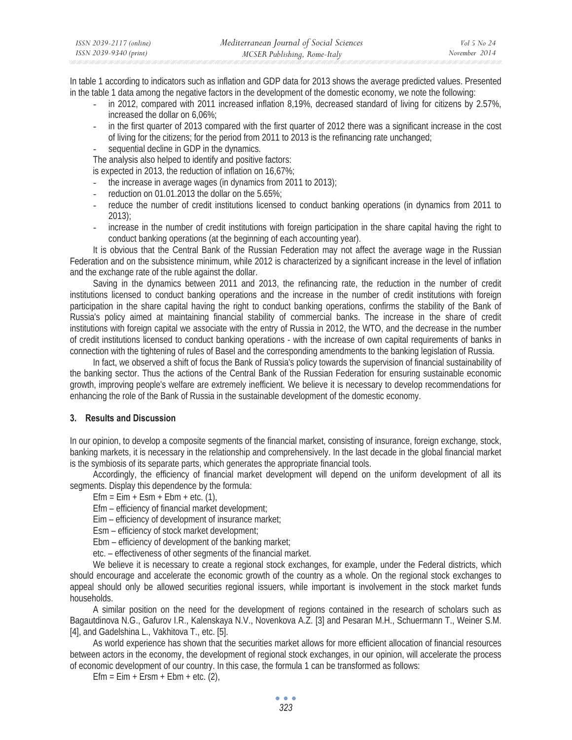In table 1 according to indicators such as inflation and GDP data for 2013 shows the average predicted values. Presented in the table 1 data among the negative factors in the development of the domestic economy, we note the following:

- in 2012, compared with 2011 increased inflation 8,19%, decreased standard of living for citizens by 2.57%, increased the dollar on 6,06%;
- in the first quarter of 2013 compared with the first quarter of 2012 there was a significant increase in the cost of living for the citizens; for the period from 2011 to 2013 is the refinancing rate unchanged;
- sequential decline in GDP in the dynamics.

The analysis also helped to identify and positive factors:

is expected in 2013, the reduction of inflation on 16,67%;

- the increase in average wages (in dynamics from 2011 to 2013);
- reduction on 01.01.2013 the dollar on the 5.65%;
- reduce the number of credit institutions licensed to conduct banking operations (in dynamics from 2011 to 2013);
- increase in the number of credit institutions with foreign participation in the share capital having the right to conduct banking operations (at the beginning of each accounting year).

It is obvious that the Central Bank of the Russian Federation may not affect the average wage in the Russian Federation and on the subsistence minimum, while 2012 is characterized by a significant increase in the level of inflation and the exchange rate of the ruble against the dollar.

Saving in the dynamics between 2011 and 2013, the refinancing rate, the reduction in the number of credit institutions licensed to conduct banking operations and the increase in the number of credit institutions with foreign participation in the share capital having the right to conduct banking operations, confirms the stability of the Bank of Russia's policy aimed at maintaining financial stability of commercial banks. The increase in the share of credit institutions with foreign capital we associate with the entry of Russia in 2012, the WTO, and the decrease in the number of credit institutions licensed to conduct banking operations - with the increase of own capital requirements of banks in connection with the tightening of rules of Basel and the corresponding amendments to the banking legislation of Russia.

In fact, we observed a shift of focus the Bank of Russia's policy towards the supervision of financial sustainability of the banking sector. Thus the actions of the Central Bank of the Russian Federation for ensuring sustainable economic growth, improving people's welfare are extremely inefficient. We believe it is necessary to develop recommendations for enhancing the role of the Bank of Russia in the sustainable development of the domestic economy.

## 3. Results and Discussion

In our opinion, to develop a composite segments of the financial market, consisting of insurance, foreign exchange, stock, banking markets, it is necessary in the relationship and comprehensively. In the last decade in the global financial market is the symbiosis of its separate parts, which generates the appropriate financial tools.

Accordingly, the efficiency of financial market development will depend on the uniform development of all its segments. Display this dependence by the formula:

$Efm = Eim + Esm + Ebm + etc.$ (1),

Efm – efficiency of financial market development;

Eim – efficiency of development of insurance market;

Esm – efficiency of stock market development;

Ebm – efficiency of development of the banking market;

etc. – effectiveness of other segments of the financial market.

We believe it is necessary to create a regional stock exchanges, for example, under the Federal districts, which should encourage and accelerate the economic growth of the country as a whole. On the regional stock exchanges to appeal should only be allowed securities regional issuers, while important is involvement in the stock market funds households.

A similar position on the need for the development of regions contained in the research of scholars such as Bagautdinova N.G., Gafurov I.R., Kalenskaya N.V., Novenkova A.Z. [3] and Pesaran M.H., Schuermann T., Weiner S.M. [4], and Gadelshina L., Vakhitova T., etc. [5].

As world experience has shown that the securities market allows for more efficient allocation of financial resources between actors in the economy, the development of regional stock exchanges, in our opinion, will accelerate the process of economic development of our country. In this case, the formula 1 can be transformed as follows:

$Efm = Eim + Ersm + Ebm + etc.$ (2),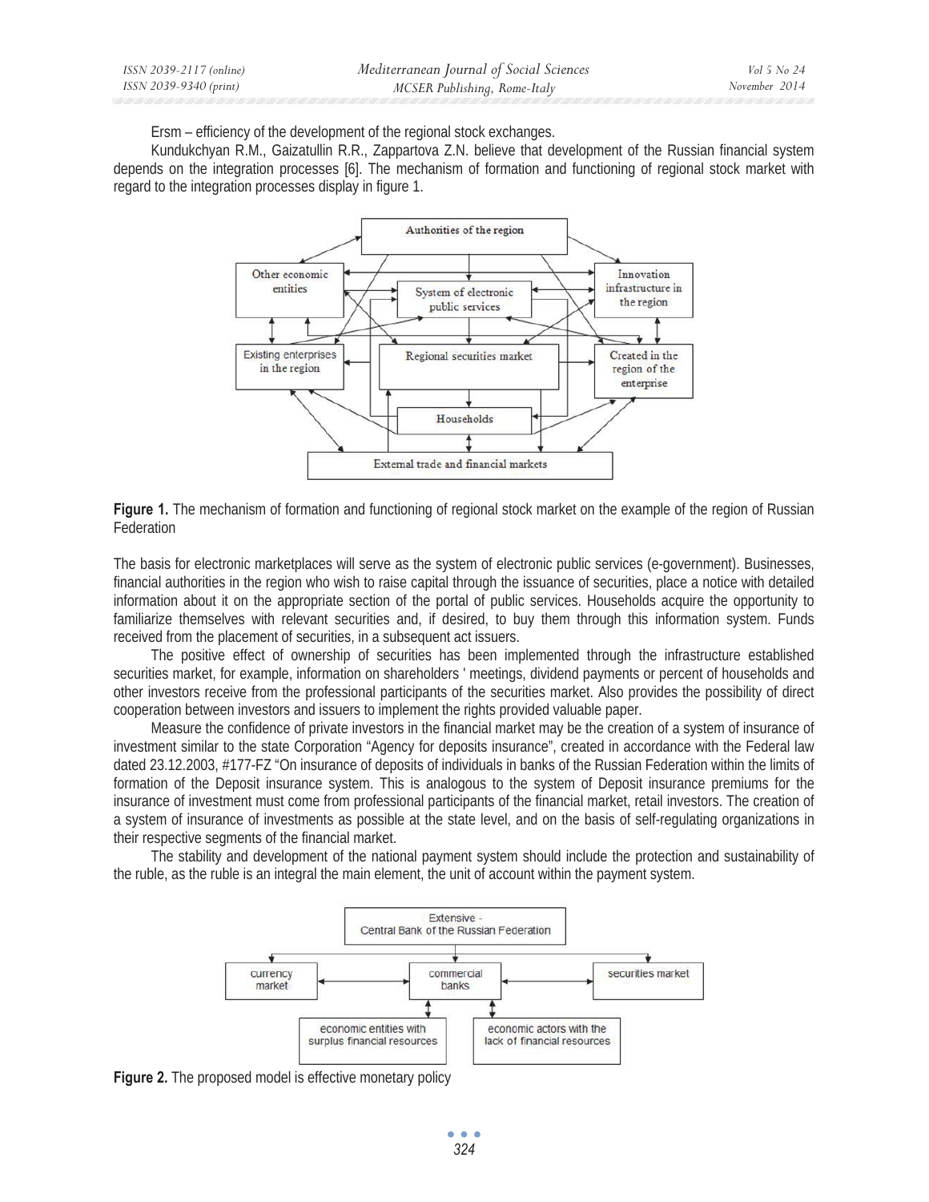Ersm – efficiency of the development of the regional stock exchanges.

Kundukchyan R.M., Gaizatullin R.R., Zappartova Z.N. believe that development of the Russian financial system depends on the integration processes [6]. The mechanism of formation and functioning of regional stock market with regard to the integration processes display in figure 1.

Authorities of the region

Other economic entities

System of electronic public services

Innovation infrastructure in the region

Existing enterprises in the region

Regional securities market

Created in the region of the enterprise

Households

External trade and financial markets

**Figure 1.** The mechanism of formation and functioning of regional stock market on the example of the region of Russian Federation

The basis for electronic marketplaces will serve as the system of electronic public services (e-government). Businesses, financial authorities in the region who wish to raise capital through the issuance of securities, place a notice with detailed information about it on the appropriate section of the portal of public services. Households acquire the opportunity to familiarize themselves with relevant securities and, if desired, to buy them through this information system. Funds received from the placement of securities, in a subsequent act issuers.

The positive effect of ownership of securities has been implemented through the infrastructure established securities market, for example, information on shareholders ' meetings, dividend payments or percent of households and other investors receive from the professional participants of the securities market. Also provides the possibility of direct cooperation between investors and issuers to implement the rights provided valuable paper.

Measure the confidence of private investors in the financial market may be the creation of a system of insurance of investment similar to the state Corporation "Agency for deposits insurance", created in accordance with the Federal law dated 23.12.2003, #177-FZ "On insurance of deposits of individuals in banks of the Russian Federation within the limits of formation of the Deposit insurance system. This is analogous to the system of Deposit insurance premiums for the insurance of investment must come from professional participants of the financial market, retail investors. The creation of a system of insurance of investments as possible at the state level, and on the basis of self-regulating organizations in their respective segments of the financial market.

The stability and development of the national payment system should include the protection and sustainability of the ruble, as the ruble is an integral the main element, the unit of account within the payment system.

Extensive - Central Bank of the Russian Federation

currency market

commercial banks

securities market

economic entities with surplus financial resources

economic actors with the lack of financial resources

**Figure 2.** The proposed model is effective monetary policy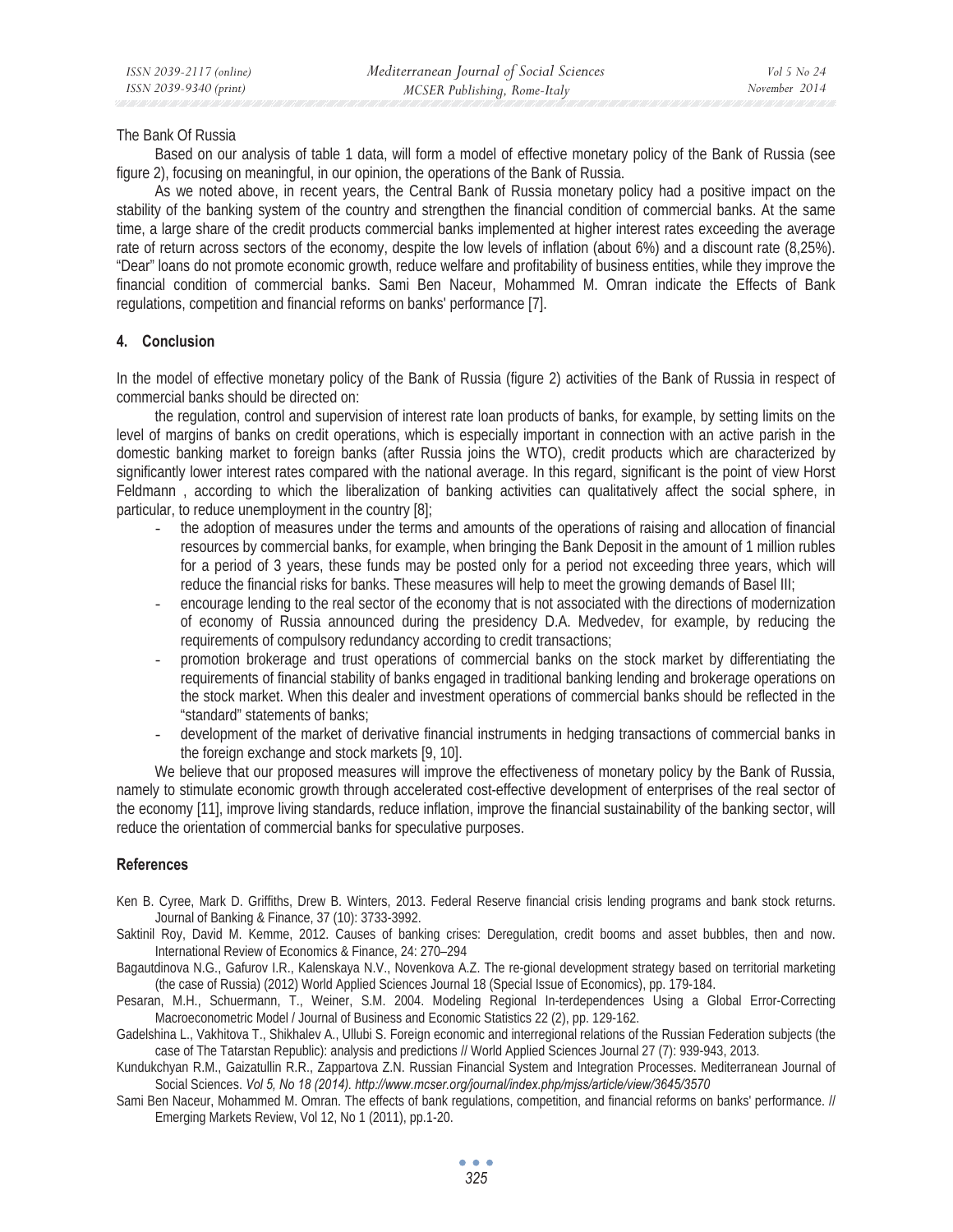The Bank Of Russia

Based on our analysis of table 1 data, will form a model of effective monetary policy of the Bank of Russia (see figure 2), focusing on meaningful, in our opinion, the operations of the Bank of Russia.

As we noted above, in recent years, the Central Bank of Russia monetary policy had a positive impact on the stability of the banking system of the country and strengthen the financial condition of commercial banks. At the same time, a large share of the credit products commercial banks implemented at higher interest rates exceeding the average rate of return across sectors of the economy, despite the low levels of inflation (about 6%) and a discount rate (8,25%). "Dear" loans do not promote economic growth, reduce welfare and profitability of business entities, while they improve the financial condition of commercial banks. Sami Ben Naceur, Mohammed M. Omran indicate the Effects of Bank regulations, competition and financial reforms on banks' performance [7].

## 4. Conclusion

In the model of effective monetary policy of the Bank of Russia (figure 2) activities of the Bank of Russia in respect of commercial banks should be directed on:

the regulation, control and supervision of interest rate loan products of banks, for example, by setting limits on the level of margins of banks on credit operations, which is especially important in connection with an active parish in the domestic banking market to foreign banks (after Russia joins the WTO), credit products which are characterized by significantly lower interest rates compared with the national average. In this regard, significant is the point of view Horst Feldmann , according to which the liberalization of banking activities can qualitatively affect the social sphere, in particular, to reduce unemployment in the country [8];

- the adoption of measures under the terms and amounts of the operations of raising and allocation of financial resources by commercial banks, for example, when bringing the Bank Deposit in the amount of 1 million rubles for a period of 3 years, these funds may be posted only for a period not exceeding three years, which will reduce the financial risks for banks. These measures will help to meet the growing demands of Basel III;
- encourage lending to the real sector of the economy that is not associated with the directions of modernization of economy of Russia announced during the presidency D.A. Medvedev, for example, by reducing the requirements of compulsory redundancy according to credit transactions;
- promotion brokerage and trust operations of commercial banks on the stock market by differentiating the requirements of financial stability of banks engaged in traditional banking lending and brokerage operations on the stock market. When this dealer and investment operations of commercial banks should be reflected in the "standard" statements of banks;
- development of the market of derivative financial instruments in hedging transactions of commercial banks in the foreign exchange and stock markets [9, 10].

We believe that our proposed measures will improve the effectiveness of monetary policy by the Bank of Russia, namely to stimulate economic growth through accelerated cost-effective development of enterprises of the real sector of the economy [11], improve living standards, reduce inflation, improve the financial sustainability of the banking sector, will reduce the orientation of commercial banks for speculative purposes.

## References

Ken B. Cyree, Mark D. Griffiths, Drew B. Winters, 2013. Federal Reserve financial crisis lending programs and bank stock returns. Journal of Banking & Finance, 37 (10): 3733-3992.

Saktinil Roy, David M. Kemme, 2012. Causes of banking crises: Deregulation, credit booms and asset bubbles, then and now. International Review of Economics & Finance, 24: 270–294

Bagautdinova N.G., Gafurov I.R., Kalenskaya N.V., Novenkova A.Z. The re-gional development strategy based on territorial marketing (the case of Russia) (2012) World Applied Sciences Journal 18 (Special Issue of Economics), pp. 179-184.

Pesaran, M.H., Schuermann, T., Weiner, S.M. 2004. Modeling Regional In-terdependences Using a Global Error-Correcting Macroeconometric Model / Journal of Business and Economic Statistics 22 (2), pp. 129-162.

Gadelshina L., Vakhitova T., Shikhalev A., Ullubi S. Foreign economic and interregional relations of the Russian Federation subjects (the case of The Tatarstan Republic): analysis and predictions // World Applied Sciences Journal 27 (7): 939-943, 2013.

Kundukchyan R.M., Gaizatullin R.R., Zappartova Z.N. Russian Financial System and Integration Processes. Mediterranean Journal of Social Sciences. *Vol 5, No 18 (2014). http://www.mcser.org/journal/index.php/mjss/article/view/3645/3570*

Sami Ben Naceur, Mohammed M. Omran. The effects of bank regulations, competition, and financial reforms on banks' performance. // Emerging Markets Review, Vol 12, No 1 (2011), pp.1-20.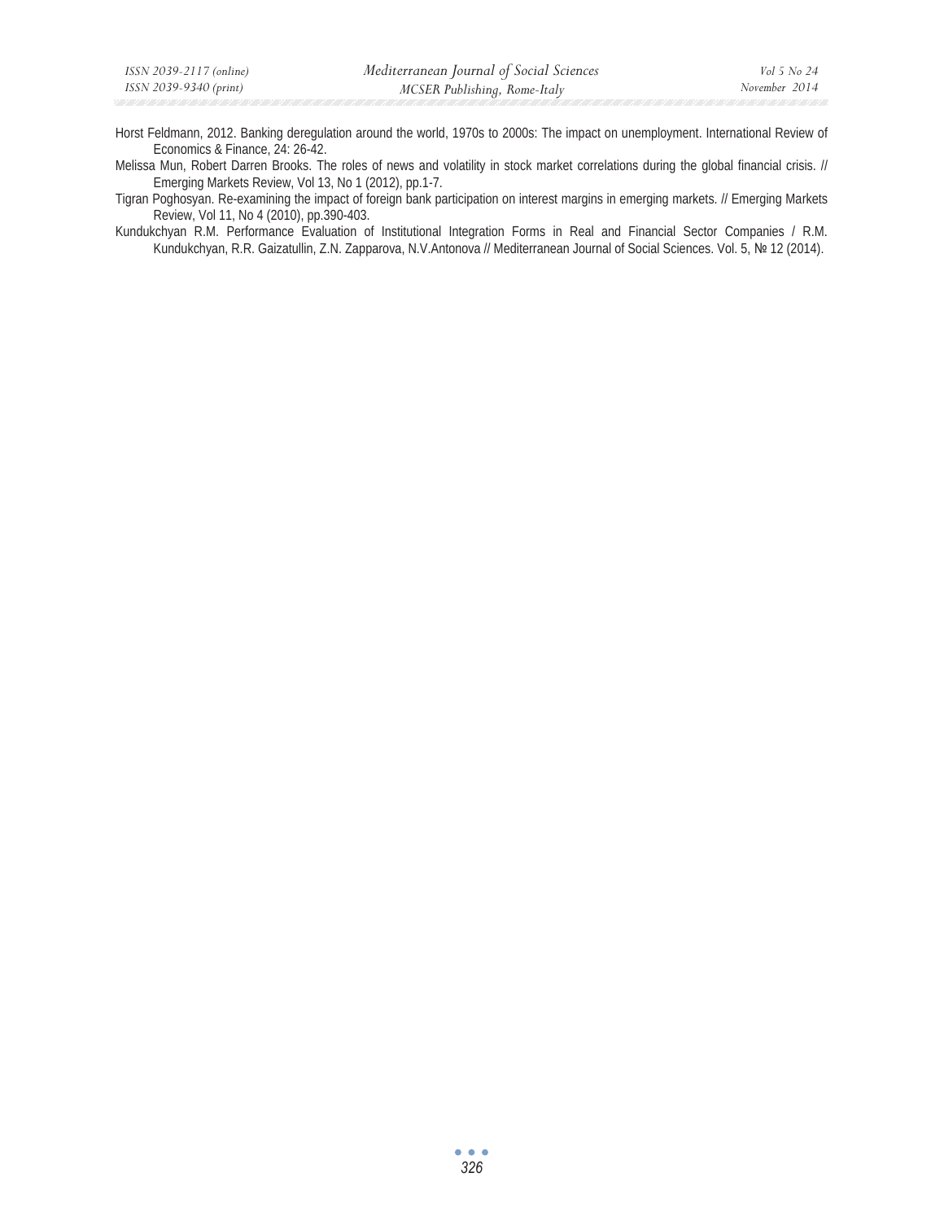Horst Feldmann, 2012. Banking deregulation around the world, 1970s to 2000s: The impact on unemployment. International Review of Economics & Finance, 24: 26-42.

Melissa Mun, Robert Darren Brooks. The roles of news and volatility in stock market correlations during the global financial crisis. // Emerging Markets Review, Vol 13, No 1 (2012), pp.1-7.

Tigran Poghosyan. Re-examining the impact of foreign bank participation on interest margins in emerging markets. // Emerging Markets Review, Vol 11, No 4 (2010), pp.390-403.

Kundukchyan R.M. Performance Evaluation of Institutional Integration Forms in Real and Financial Sector Companies / R.M. Kundukchyan, R.R. Gaizatullin, Z.N. Zapparova, N.V.Antonova // Mediterranean Journal of Social Sciences. Vol. 5, № 12 (2014).